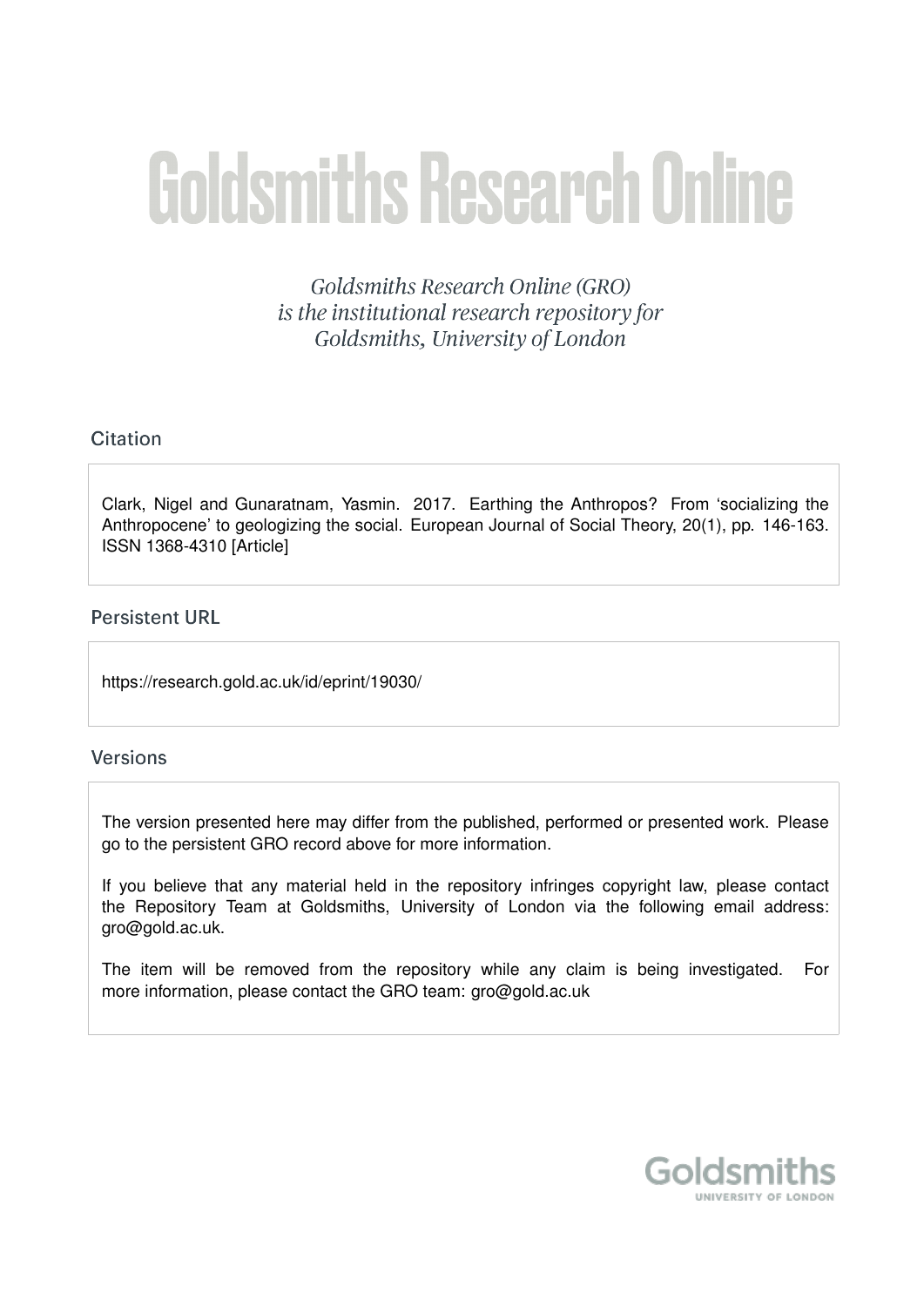# Goldsmiths Research Online

*Goldsmiths Research Online (GRO) is the institutional research repository for Goldsmiths, University of London*

## Citation

Clark, Nigel and Gunaratnam, Yasmin. 2017. Earthing the Anthropos? From 'socializing the Anthropocene' to geologizing the social. European Journal of Social Theory, 20(1), pp. 146-163. ISSN 1368-4310 [Article]

## Persistent URL

https://research.gold.ac.uk/id/eprint/19030/

## Versions

The version presented here may differ from the published, performed or presented work. Please go to the persistent GRO record above for more information.

If you believe that any material held in the repository infringes copyright law, please contact the Repository Team at Goldsmiths, University of London via the following email address: gro@gold.ac.uk.

The item will be removed from the repository while any claim is being investigated. For more information, please contact the GRO team: gro@gold.ac.uk

Goldsmiths
UNIVERSITY OF LONDON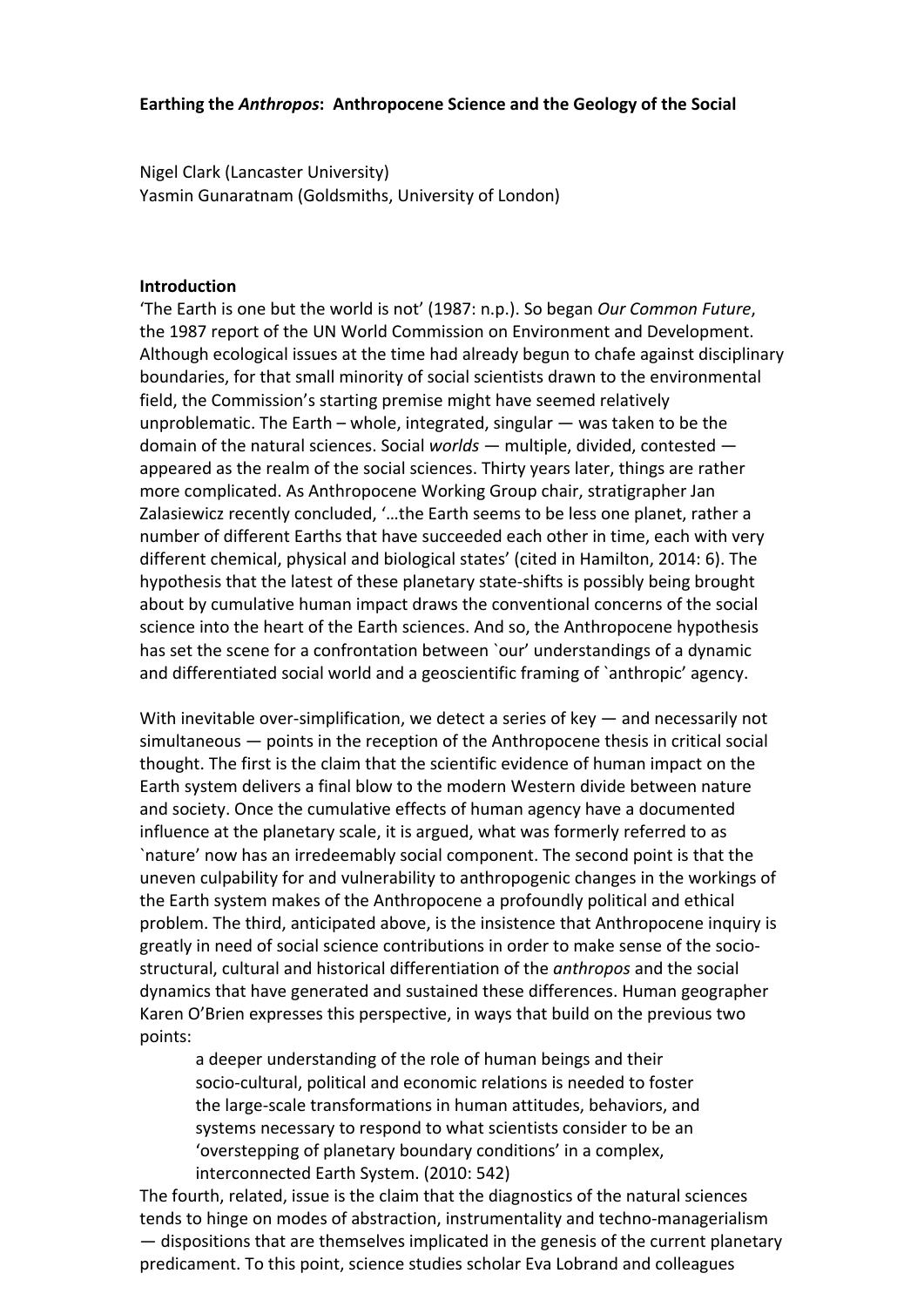**Earthing the *Anthropos*: Anthropocene Science and the Geology of the Social**

Nigel Clark (Lancaster University)
Yasmin Gunaratnam (Goldsmiths, University of London)

## Introduction

'The Earth is one but the world is not' (1987: n.p.). So began *Our Common Future*, the 1987 report of the UN World Commission on Environment and Development. Although ecological issues at the time had already begun to chafe against disciplinary boundaries, for that small minority of social scientists drawn to the environmental field, the Commission's starting premise might have seemed relatively unproblematic. The Earth – whole, integrated, singular — was taken to be the domain of the natural sciences. Social *worlds* — multiple, divided, contested — appeared as the realm of the social sciences. Thirty years later, things are rather more complicated. As Anthropocene Working Group chair, stratigrapher Jan Zalasiewicz recently concluded, '…the Earth seems to be less one planet, rather a number of different Earths that have succeeded each other in time, each with very different chemical, physical and biological states' (cited in Hamilton, 2014: 6). The hypothesis that the latest of these planetary state-shifts is possibly being brought about by cumulative human impact draws the conventional concerns of the social science into the heart of the Earth sciences. And so, the Anthropocene hypothesis has set the scene for a confrontation between `our' understandings of a dynamic and differentiated social world and a geoscientific framing of `anthropic' agency.

With inevitable over-simplification, we detect a series of key — and necessarily not simultaneous — points in the reception of the Anthropocene thesis in critical social thought. The first is the claim that the scientific evidence of human impact on the Earth system delivers a final blow to the modern Western divide between nature and society. Once the cumulative effects of human agency have a documented influence at the planetary scale, it is argued, what was formerly referred to as `nature' now has an irredeemably social component. The second point is that the uneven culpability for and vulnerability to anthropogenic changes in the workings of the Earth system makes of the Anthropocene a profoundly political and ethical problem. The third, anticipated above, is the insistence that Anthropocene inquiry is greatly in need of social science contributions in order to make sense of the socio-structural, cultural and historical differentiation of the *anthropos* and the social dynamics that have generated and sustained these differences. Human geographer Karen O'Brien expresses this perspective, in ways that build on the previous two points:

> a deeper understanding of the role of human beings and their socio-cultural, political and economic relations is needed to foster the large-scale transformations in human attitudes, behaviors, and systems necessary to respond to what scientists consider to be an 'overstepping of planetary boundary conditions' in a complex, interconnected Earth System. (2010: 542)

The fourth, related, issue is the claim that the diagnostics of the natural sciences tends to hinge on modes of abstraction, instrumentality and techno-managerialism — dispositions that are themselves implicated in the genesis of the current planetary predicament. To this point, science studies scholar Eva Lobrand and colleagues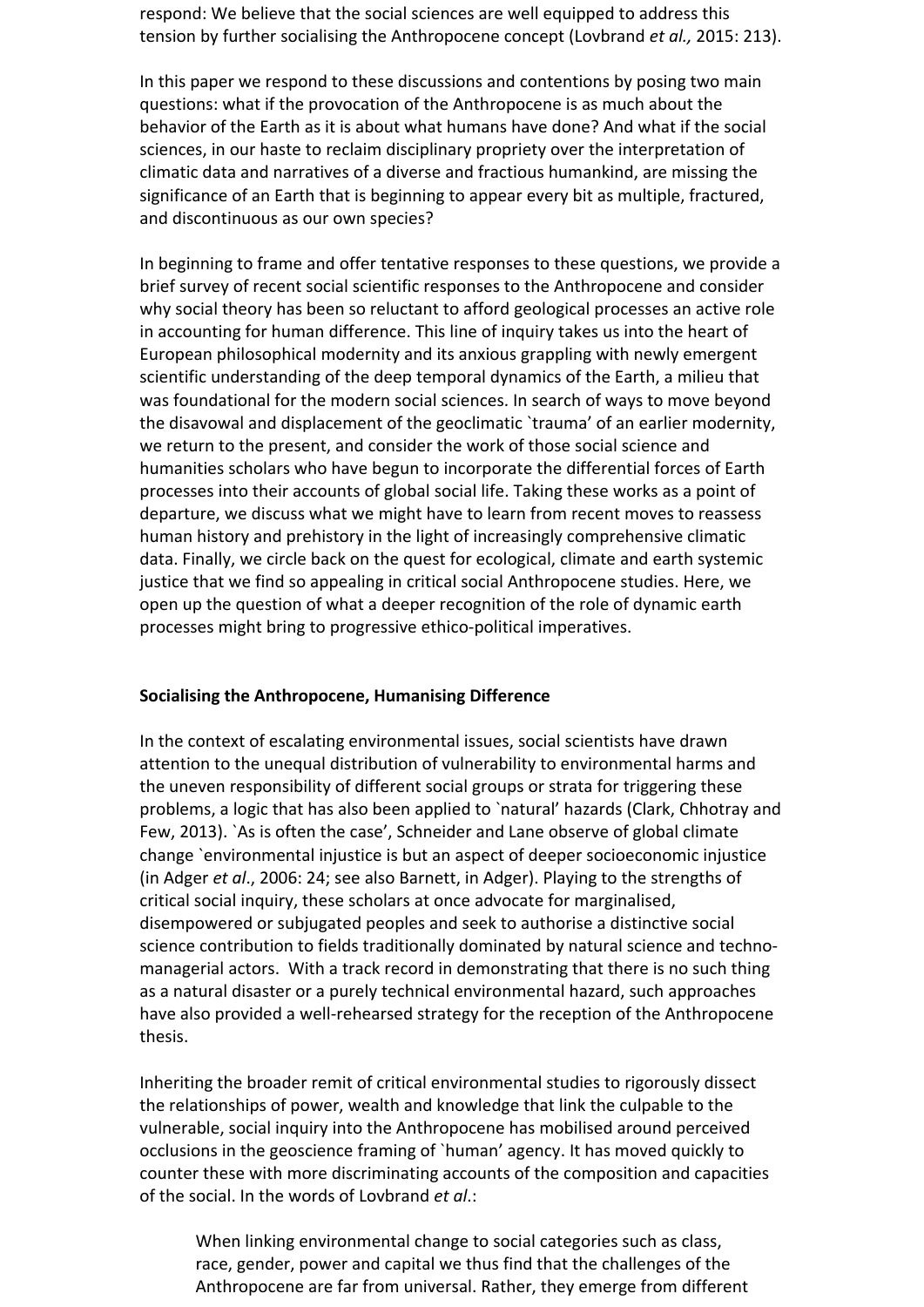respond: We believe that the social sciences are well equipped to address this tension by further socialising the Anthropocene concept (Lovbrand *et al.,* 2015: 213).

In this paper we respond to these discussions and contentions by posing two main questions: what if the provocation of the Anthropocene is as much about the behavior of the Earth as it is about what humans have done? And what if the social sciences, in our haste to reclaim disciplinary propriety over the interpretation of climatic data and narratives of a diverse and fractious humankind, are missing the significance of an Earth that is beginning to appear every bit as multiple, fractured, and discontinuous as our own species?

In beginning to frame and offer tentative responses to these questions, we provide a brief survey of recent social scientific responses to the Anthropocene and consider why social theory has been so reluctant to afford geological processes an active role in accounting for human difference. This line of inquiry takes us into the heart of European philosophical modernity and its anxious grappling with newly emergent scientific understanding of the deep temporal dynamics of the Earth, a milieu that was foundational for the modern social sciences. In search of ways to move beyond the disavowal and displacement of the geoclimatic `trauma' of an earlier modernity, we return to the present, and consider the work of those social science and humanities scholars who have begun to incorporate the differential forces of Earth processes into their accounts of global social life. Taking these works as a point of departure, we discuss what we might have to learn from recent moves to reassess human history and prehistory in the light of increasingly comprehensive climatic data. Finally, we circle back on the quest for ecological, climate and earth systemic justice that we find so appealing in critical social Anthropocene studies. Here, we open up the question of what a deeper recognition of the role of dynamic earth processes might bring to progressive ethico-political imperatives.

## Socialising the Anthropocene, Humanising Difference

In the context of escalating environmental issues, social scientists have drawn attention to the unequal distribution of vulnerability to environmental harms and the uneven responsibility of different social groups or strata for triggering these problems, a logic that has also been applied to `natural' hazards (Clark, Chhotray and Few, 2013). `As is often the case', Schneider and Lane observe of global climate change `environmental injustice is but an aspect of deeper socioeconomic injustice (in Adger *et al*., 2006: 24; see also Barnett, in Adger). Playing to the strengths of critical social inquiry, these scholars at once advocate for marginalised, disempowered or subjugated peoples and seek to authorise a distinctive social science contribution to fields traditionally dominated by natural science and techno-managerial actors. With a track record in demonstrating that there is no such thing as a natural disaster or a purely technical environmental hazard, such approaches have also provided a well-rehearsed strategy for the reception of the Anthropocene thesis.

Inheriting the broader remit of critical environmental studies to rigorously dissect the relationships of power, wealth and knowledge that link the culpable to the vulnerable, social inquiry into the Anthropocene has mobilised around perceived occlusions in the geoscience framing of `human' agency. It has moved quickly to counter these with more discriminating accounts of the composition and capacities of the social. In the words of Lovbrand *et al*.:

> When linking environmental change to social categories such as class, race, gender, power and capital we thus find that the challenges of the Anthropocene are far from universal. Rather, they emerge from different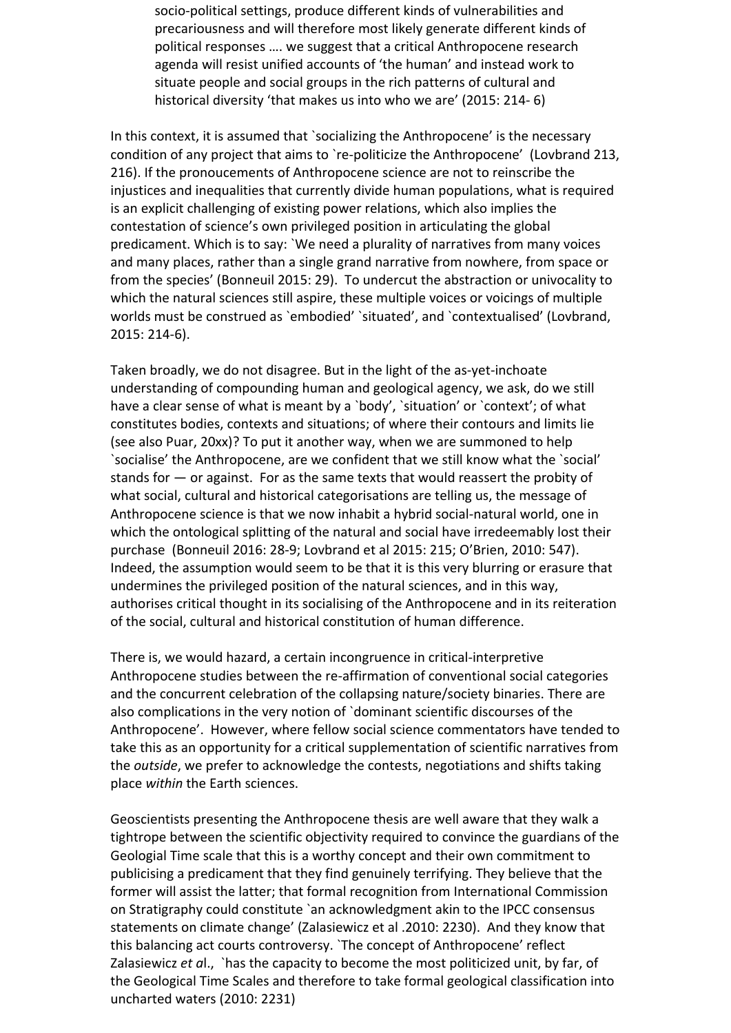> socio-political settings, produce different kinds of vulnerabilities and precariousness and will therefore most likely generate different kinds of political responses …. we suggest that a critical Anthropocene research agenda will resist unified accounts of 'the human' and instead work to situate people and social groups in the rich patterns of cultural and historical diversity 'that makes us into who we are' (2015: 214- 6)

In this context, it is assumed that `socializing the Anthropocene' is the necessary condition of any project that aims to `re-politicize the Anthropocene' (Lovbrand 213, 216). If the pronoucements of Anthropocene science are not to reinscribe the injustices and inequalities that currently divide human populations, what is required is an explicit challenging of existing power relations, which also implies the contestation of science's own privileged position in articulating the global predicament. Which is to say: `We need a plurality of narratives from many voices and many places, rather than a single grand narrative from nowhere, from space or from the species' (Bonneuil 2015: 29). To undercut the abstraction or univocality to which the natural sciences still aspire, these multiple voices or voicings of multiple worlds must be construed as `embodied' `situated', and `contextualised' (Lovbrand, 2015: 214-6).

Taken broadly, we do not disagree. But in the light of the as-yet-inchoate understanding of compounding human and geological agency, we ask, do we still have a clear sense of what is meant by a `body', `situation' or `context'; of what constitutes bodies, contexts and situations; of where their contours and limits lie (see also Puar, 20xx)? To put it another way, when we are summoned to help `socialise' the Anthropocene, are we confident that we still know what the `social' stands for — or against. For as the same texts that would reassert the probity of what social, cultural and historical categorisations are telling us, the message of Anthropocene science is that we now inhabit a hybrid social-natural world, one in which the ontological splitting of the natural and social have irredeemably lost their purchase (Bonneuil 2016: 28-9; Lovbrand et al 2015: 215; O'Brien, 2010: 547). Indeed, the assumption would seem to be that it is this very blurring or erasure that undermines the privileged position of the natural sciences, and in this way, authorises critical thought in its socialising of the Anthropocene and in its reiteration of the social, cultural and historical constitution of human difference.

There is, we would hazard, a certain incongruence in critical-interpretive Anthropocene studies between the re-affirmation of conventional social categories and the concurrent celebration of the collapsing nature/society binaries. There are also complications in the very notion of `dominant scientific discourses of the Anthropocene'. However, where fellow social science commentators have tended to take this as an opportunity for a critical supplementation of scientific narratives from the *outside*, we prefer to acknowledge the contests, negotiations and shifts taking place *within* the Earth sciences.

Geoscientists presenting the Anthropocene thesis are well aware that they walk a tightrope between the scientific objectivity required to convince the guardians of the Geologial Time scale that this is a worthy concept and their own commitment to publicising a predicament that they find genuinely terrifying. They believe that the former will assist the latter; that formal recognition from International Commission on Stratigraphy could constitute `an acknowledgment akin to the IPCC consensus statements on climate change' (Zalasiewicz et al .2010: 2230). And they know that this balancing act courts controversy. `The concept of Anthropocene' reflect Zalasiewicz *et a*l., `has the capacity to become the most politicized unit, by far, of the Geological Time Scales and therefore to take formal geological classification into uncharted waters (2010: 2231)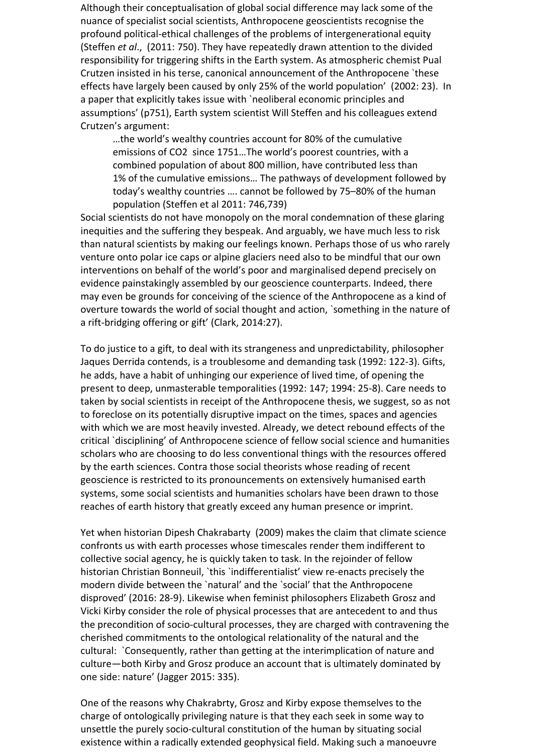Although their conceptualisation of global social difference may lack some of the nuance of specialist social scientists, Anthropocene geoscientists recognise the profound political-ethical challenges of the problems of intergenerational equity (Steffen *et al*., (2011: 750). They have repeatedly drawn attention to the divided responsibility for triggering shifts in the Earth system. As atmospheric chemist Pual Crutzen insisted in his terse, canonical announcement of the Anthropocene `these effects have largely been caused by only 25% of the world population' (2002: 23). In a paper that explicitly takes issue with `neoliberal economic principles and assumptions' (p751), Earth system scientist Will Steffen and his colleagues extend Crutzen's argument:

> …the world's wealthy countries account for 80% of the cumulative emissions of CO2 since 1751…The world's poorest countries, with a combined population of about 800 million, have contributed less than 1% of the cumulative emissions… The pathways of development followed by today's wealthy countries …. cannot be followed by 75–80% of the human population (Steffen et al 2011: 746,739)

Social scientists do not have monopoly on the moral condemnation of these glaring inequities and the suffering they bespeak. And arguably, we have much less to risk than natural scientists by making our feelings known. Perhaps those of us who rarely venture onto polar ice caps or alpine glaciers need also to be mindful that our own interventions on behalf of the world's poor and marginalised depend precisely on evidence painstakingly assembled by our geoscience counterparts. Indeed, there may even be grounds for conceiving of the science of the Anthropocene as a kind of overture towards the world of social thought and action, `something in the nature of a rift-bridging offering or gift' (Clark, 2014:27).

To do justice to a gift, to deal with its strangeness and unpredictability, philosopher Jaques Derrida contends, is a troublesome and demanding task (1992: 122-3). Gifts, he adds, have a habit of unhinging our experience of lived time, of opening the present to deep, unmasterable temporalities (1992: 147; 1994: 25-8). Care needs to taken by social scientists in receipt of the Anthropocene thesis, we suggest, so as not to foreclose on its potentially disruptive impact on the times, spaces and agencies with which we are most heavily invested. Already, we detect rebound effects of the critical `disciplining' of Anthropocene science of fellow social science and humanities scholars who are choosing to do less conventional things with the resources offered by the earth sciences. Contra those social theorists whose reading of recent geoscience is restricted to its pronouncements on extensively humanised earth systems, some social scientists and humanities scholars have been drawn to those reaches of earth history that greatly exceed any human presence or imprint.

Yet when historian Dipesh Chakrabarty (2009) makes the claim that climate science confronts us with earth processes whose timescales render them indifferent to collective social agency, he is quickly taken to task. In the rejoinder of fellow historian Christian Bonneuil, `this `indifferentialist' view re-enacts precisely the modern divide between the `natural' and the `social' that the Anthropocene disproved' (2016: 28-9). Likewise when feminist philosophers Elizabeth Grosz and Vicki Kirby consider the role of physical processes that are antecedent to and thus the precondition of socio-cultural processes, they are charged with contravening the cherished commitments to the ontological relationality of the natural and the cultural: `Consequently, rather than getting at the interimplication of nature and culture—both Kirby and Grosz produce an account that is ultimately dominated by one side: nature' (Jagger 2015: 335).

One of the reasons why Chakrabrty, Grosz and Kirby expose themselves to the charge of ontologically privileging nature is that they each seek in some way to unsettle the purely socio-cultural constitution of the human by situating social existence within a radically extended geophysical field. Making such a manoeuvre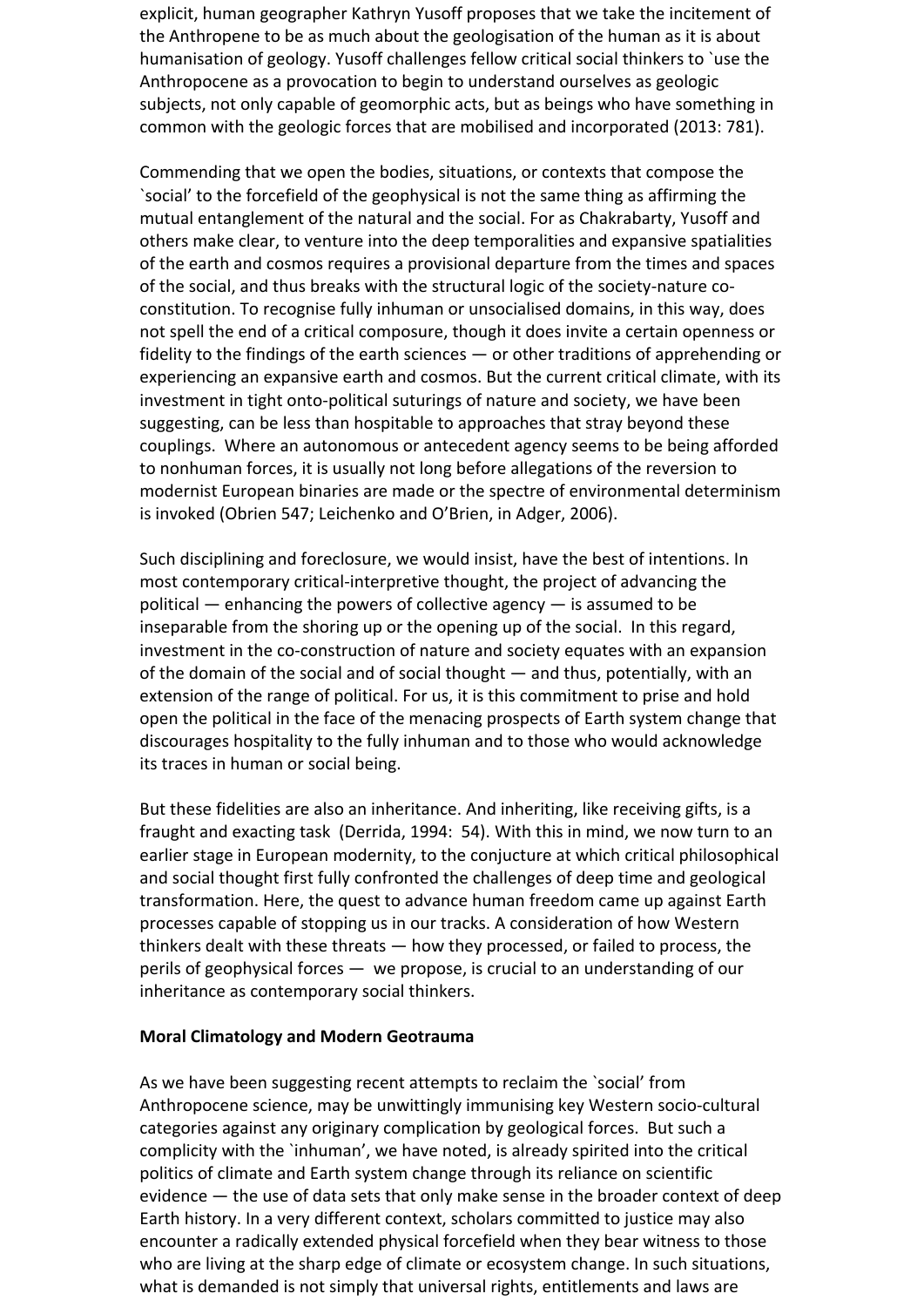explicit, human geographer Kathryn Yusoff proposes that we take the incitement of the Anthropene to be as much about the geologisation of the human as it is about humanisation of geology. Yusoff challenges fellow critical social thinkers to `use the Anthropocene as a provocation to begin to understand ourselves as geologic subjects, not only capable of geomorphic acts, but as beings who have something in common with the geologic forces that are mobilised and incorporated (2013: 781).

Commending that we open the bodies, situations, or contexts that compose the `social' to the forcefield of the geophysical is not the same thing as affirming the mutual entanglement of the natural and the social. For as Chakrabarty, Yusoff and others make clear, to venture into the deep temporalities and expansive spatialities of the earth and cosmos requires a provisional departure from the times and spaces of the social, and thus breaks with the structural logic of the society-nature co-constitution. To recognise fully inhuman or unsocialised domains, in this way, does not spell the end of a critical composure, though it does invite a certain openness or fidelity to the findings of the earth sciences — or other traditions of apprehending or experiencing an expansive earth and cosmos. But the current critical climate, with its investment in tight onto-political suturings of nature and society, we have been suggesting, can be less than hospitable to approaches that stray beyond these couplings. Where an autonomous or antecedent agency seems to be being afforded to nonhuman forces, it is usually not long before allegations of the reversion to modernist European binaries are made or the spectre of environmental determinism is invoked (Obrien 547; Leichenko and O'Brien, in Adger, 2006).

Such disciplining and foreclosure, we would insist, have the best of intentions. In most contemporary critical-interpretive thought, the project of advancing the political — enhancing the powers of collective agency — is assumed to be inseparable from the shoring up or the opening up of the social. In this regard, investment in the co-construction of nature and society equates with an expansion of the domain of the social and of social thought — and thus, potentially, with an extension of the range of political. For us, it is this commitment to prise and hold open the political in the face of the menacing prospects of Earth system change that discourages hospitality to the fully inhuman and to those who would acknowledge its traces in human or social being.

But these fidelities are also an inheritance. And inheriting, like receiving gifts, is a fraught and exacting task (Derrida, 1994: 54). With this in mind, we now turn to an earlier stage in European modernity, to the conjucture at which critical philosophical and social thought first fully confronted the challenges of deep time and geological transformation. Here, the quest to advance human freedom came up against Earth processes capable of stopping us in our tracks. A consideration of how Western thinkers dealt with these threats — how they processed, or failed to process, the perils of geophysical forces — we propose, is crucial to an understanding of our inheritance as contemporary social thinkers.

**Moral Climatology and Modern Geotrauma**

As we have been suggesting recent attempts to reclaim the `social' from Anthropocene science, may be unwittingly immunising key Western socio-cultural categories against any originary complication by geological forces. But such a complicity with the `inhuman', we have noted, is already spirited into the critical politics of climate and Earth system change through its reliance on scientific evidence — the use of data sets that only make sense in the broader context of deep Earth history. In a very different context, scholars committed to justice may also encounter a radically extended physical forcefield when they bear witness to those who are living at the sharp edge of climate or ecosystem change. In such situations, what is demanded is not simply that universal rights, entitlements and laws are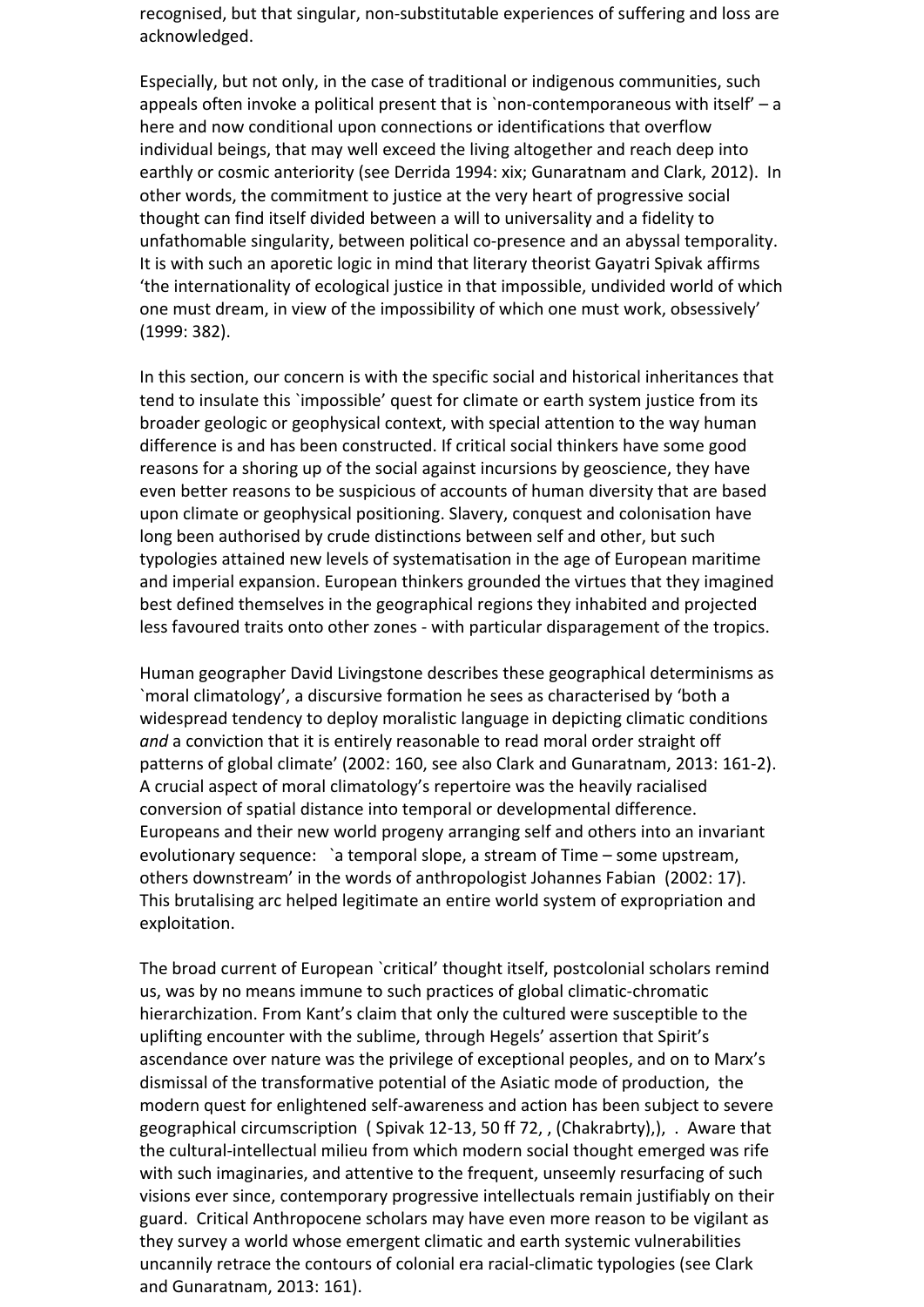recognised, but that singular, non-substitutable experiences of suffering and loss are acknowledged.

Especially, but not only, in the case of traditional or indigenous communities, such appeals often invoke a political present that is `non-contemporaneous with itself' – a here and now conditional upon connections or identifications that overflow individual beings, that may well exceed the living altogether and reach deep into earthly or cosmic anteriority (see Derrida 1994: xix; Gunaratnam and Clark, 2012). In other words, the commitment to justice at the very heart of progressive social thought can find itself divided between a will to universality and a fidelity to unfathomable singularity, between political co-presence and an abyssal temporality. It is with such an aporetic logic in mind that literary theorist Gayatri Spivak affirms 'the internationality of ecological justice in that impossible, undivided world of which one must dream, in view of the impossibility of which one must work, obsessively' (1999: 382).

In this section, our concern is with the specific social and historical inheritances that tend to insulate this `impossible' quest for climate or earth system justice from its broader geologic or geophysical context, with special attention to the way human difference is and has been constructed. If critical social thinkers have some good reasons for a shoring up of the social against incursions by geoscience, they have even better reasons to be suspicious of accounts of human diversity that are based upon climate or geophysical positioning. Slavery, conquest and colonisation have long been authorised by crude distinctions between self and other, but such typologies attained new levels of systematisation in the age of European maritime and imperial expansion. European thinkers grounded the virtues that they imagined best defined themselves in the geographical regions they inhabited and projected less favoured traits onto other zones - with particular disparagement of the tropics.

Human geographer David Livingstone describes these geographical determinisms as `moral climatology', a discursive formation he sees as characterised by 'both a widespread tendency to deploy moralistic language in depicting climatic conditions *and* a conviction that it is entirely reasonable to read moral order straight off patterns of global climate' (2002: 160, see also Clark and Gunaratnam, 2013: 161-2). A crucial aspect of moral climatology's repertoire was the heavily racialised conversion of spatial distance into temporal or developmental difference. Europeans and their new world progeny arranging self and others into an invariant evolutionary sequence: `a temporal slope, a stream of Time – some upstream, others downstream' in the words of anthropologist Johannes Fabian (2002: 17). This brutalising arc helped legitimate an entire world system of expropriation and exploitation.

The broad current of European `critical' thought itself, postcolonial scholars remind us, was by no means immune to such practices of global climatic-chromatic hierarchization. From Kant's claim that only the cultured were susceptible to the uplifting encounter with the sublime, through Hegels' assertion that Spirit's ascendance over nature was the privilege of exceptional peoples, and on to Marx's dismissal of the transformative potential of the Asiatic mode of production, the modern quest for enlightened self-awareness and action has been subject to severe geographical circumscription ( Spivak 12-13, 50 ff 72, , (Chakrabrty),), . Aware that the cultural-intellectual milieu from which modern social thought emerged was rife with such imaginaries, and attentive to the frequent, unseemly resurfacing of such visions ever since, contemporary progressive intellectuals remain justifiably on their guard. Critical Anthropocene scholars may have even more reason to be vigilant as they survey a world whose emergent climatic and earth systemic vulnerabilities uncannily retrace the contours of colonial era racial-climatic typologies (see Clark and Gunaratnam, 2013: 161).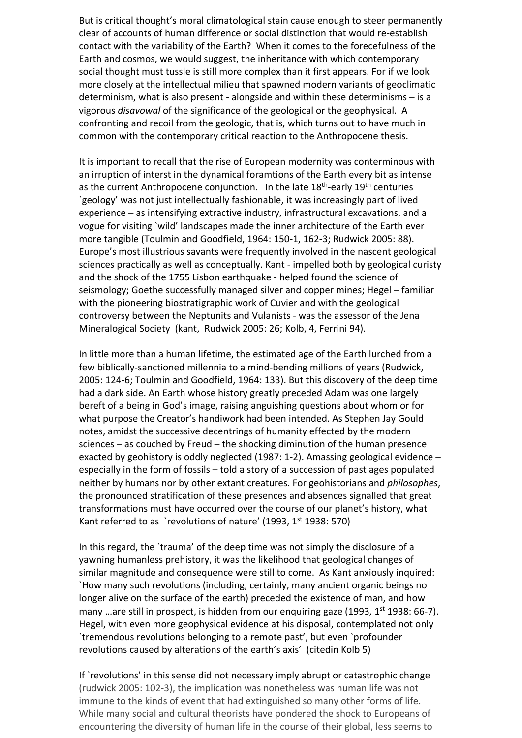But is critical thought's moral climatological stain cause enough to steer permanently clear of accounts of human difference or social distinction that would re-establish contact with the variability of the Earth? When it comes to the forecefulness of the Earth and cosmos, we would suggest, the inheritance with which contemporary social thought must tussle is still more complex than it first appears. For if we look more closely at the intellectual milieu that spawned modern variants of geoclimatic determinism, what is also present - alongside and within these determinisms – is a vigorous *disavowal* of the significance of the geological or the geophysical. A confronting and recoil from the geologic, that is, which turns out to have much in common with the contemporary critical reaction to the Anthropocene thesis.

It is important to recall that the rise of European modernity was conterminous with an irruption of interest in the dynamical foramtions of the Earth every bit as intense as the current Anthropocene conjunction. In the late 18th-early 19th centuries `geology' was not just intellectually fashionable, it was increasingly part of lived experience – as intensifying extractive industry, infrastructural excavations, and a vogue for visiting `wild' landscapes made the inner architecture of the Earth ever more tangible (Toulmin and Goodfield, 1964: 150-1, 162-3; Rudwick 2005: 88). Europe's most illustrious savants were frequently involved in the nascent geological sciences practically as well as conceptually. Kant - impelled both by geological curisty and the shock of the 1755 Lisbon earthquake - helped found the science of seismology; Goethe successfully managed silver and copper mines; Hegel – familiar with the pioneering biostratigraphic work of Cuvier and with the geological controversy between the Neptunits and Vulanists - was the assessor of the Jena Mineralogical Society (kant, Rudwick 2005: 26; Kolb, 4, Ferrini 94).

In little more than a human lifetime, the estimated age of the Earth lurched from a few biblically-sanctioned millennia to a mind-bending millions of years (Rudwick, 2005: 124-6; Toulmin and Goodfield, 1964: 133). But this discovery of the deep time had a dark side. An Earth whose history greatly preceded Adam was one largely bereft of a being in God's image, raising anguishing questions about whom or for what purpose the Creator's handiwork had been intended. As Stephen Jay Gould notes, amidst the successive decentrings of humanity effected by the modern sciences – as couched by Freud – the shocking diminution of the human presence exacted by geohistory is oddly neglected (1987: 1-2). Amassing geological evidence – especially in the form of fossils – told a story of a succession of past ages populated neither by humans nor by other extant creatures. For geohistorians and *philosophes*, the pronounced stratification of these presences and absences signalled that great transformations must have occurred over the course of our planet's history, what Kant referred to as `revolutions of nature' (1993, 1st 1938: 570)

In this regard, the `trauma' of the deep time was not simply the disclosure of a yawning humanless prehistory, it was the likelihood that geological changes of similar magnitude and consequence were still to come. As Kant anxiously inquired: `How many such revolutions (including, certainly, many ancient organic beings no longer alive on the surface of the earth) preceded the existence of man, and how many …are still in prospect, is hidden from our enquiring gaze (1993, 1st 1938: 66-7). Hegel, with even more geophysical evidence at his disposal, contemplated not only `tremendous revolutions belonging to a remote past', but even `profounder revolutions caused by alterations of the earth's axis' (citedin Kolb 5)

If `revolutions' in this sense did not necessary imply abrupt or catastrophic change (rudwick 2005: 102-3), the implication was nonetheless was human life was not immune to the kinds of event that had extinguished so many other forms of life. While many social and cultural theorists have pondered the shock to Europeans of encountering the diversity of human life in the course of their global, less seems to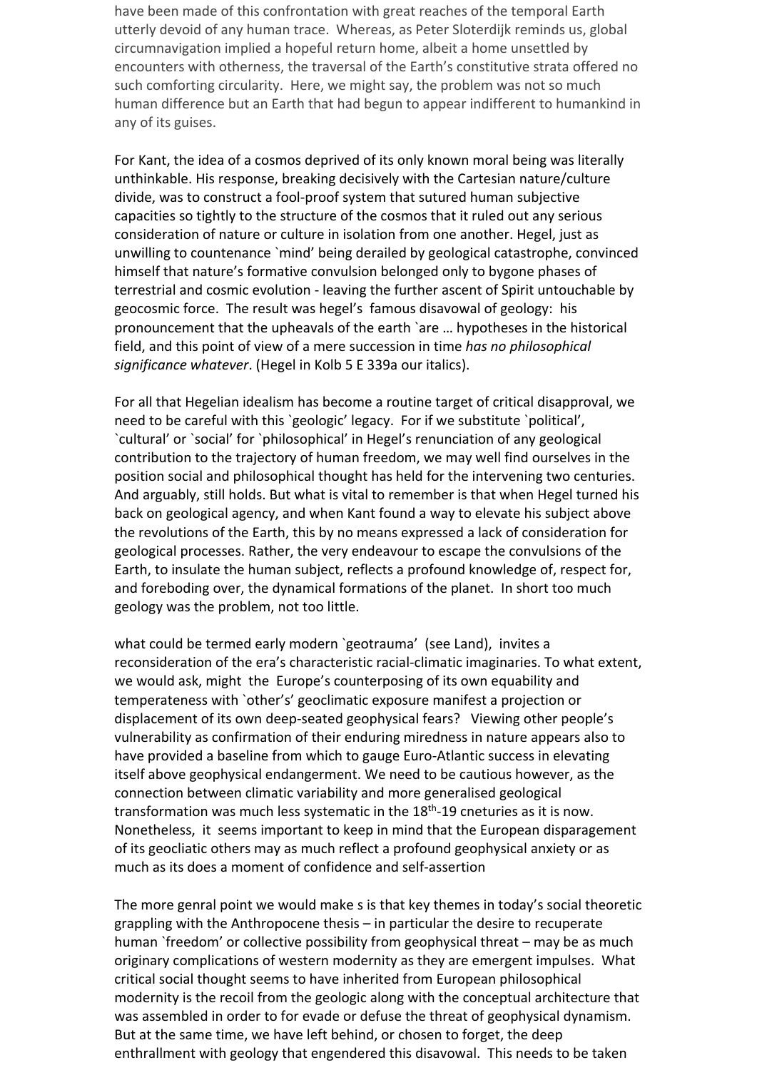have been made of this confrontation with great reaches of the temporal Earth utterly devoid of any human trace. Whereas, as Peter Sloterdijk reminds us, global circumnavigation implied a hopeful return home, albeit a home unsettled by encounters with otherness, the traversal of the Earth's constitutive strata offered no such comforting circularity. Here, we might say, the problem was not so much human difference but an Earth that had begun to appear indifferent to humankind in any of its guises.

For Kant, the idea of a cosmos deprived of its only known moral being was literally unthinkable. His response, breaking decisively with the Cartesian nature/culture divide, was to construct a fool-proof system that sutured human subjective capacities so tightly to the structure of the cosmos that it ruled out any serious consideration of nature or culture in isolation from one another. Hegel, just as unwilling to countenance `mind' being derailed by geological catastrophe, convinced himself that nature's formative convulsion belonged only to bygone phases of terrestrial and cosmic evolution - leaving the further ascent of Spirit untouchable by geocosmic force. The result was hegel's famous disavowal of geology: his pronouncement that the upheavals of the earth `are … hypotheses in the historical field, and this point of view of a mere succession in time *has no philosophical significance whatever*. (Hegel in Kolb 5 E 339a our italics).

For all that Hegelian idealism has become a routine target of critical disapproval, we need to be careful with this `geologic' legacy. For if we substitute `political', `cultural' or `social' for `philosophical' in Hegel's renunciation of any geological contribution to the trajectory of human freedom, we may well find ourselves in the position social and philosophical thought has held for the intervening two centuries. And arguably, still holds. But what is vital to remember is that when Hegel turned his back on geological agency, and when Kant found a way to elevate his subject above the revolutions of the Earth, this by no means expressed a lack of consideration for geological processes. Rather, the very endeavour to escape the convulsions of the Earth, to insulate the human subject, reflects a profound knowledge of, respect for, and foreboding over, the dynamical formations of the planet. In short too much geology was the problem, not too little.

what could be termed early modern `geotrauma' (see Land), invites a reconsideration of the era's characteristic racial-climatic imaginaries. To what extent, we would ask, might the Europe's counterposing of its own equability and temperateness with `other's' geoclimatic exposure manifest a projection or displacement of its own deep-seated geophysical fears? Viewing other people's vulnerability as confirmation of their enduring miredness in nature appears also to have provided a baseline from which to gauge Euro-Atlantic success in elevating itself above geophysical endangerment. We need to be cautious however, as the connection between climatic variability and more generalised geological transformation was much less systematic in the 18$^{th}$-19 cneturies as it is now. Nonetheless, it seems important to keep in mind that the European disparagement of its geocliatic others may as much reflect a profound geophysical anxiety or as much as its does a moment of confidence and self-assertion

The more genral point we would make s is that key themes in today's social theoretic grappling with the Anthropocene thesis – in particular the desire to recuperate human `freedom' or collective possibility from geophysical threat – may be as much originary complications of western modernity as they are emergent impulses. What critical social thought seems to have inherited from European philosophical modernity is the recoil from the geologic along with the conceptual architecture that was assembled in order to for evade or defuse the threat of geophysical dynamism. But at the same time, we have left behind, or chosen to forget, the deep enthrallment with geology that engendered this disavowal. This needs to be taken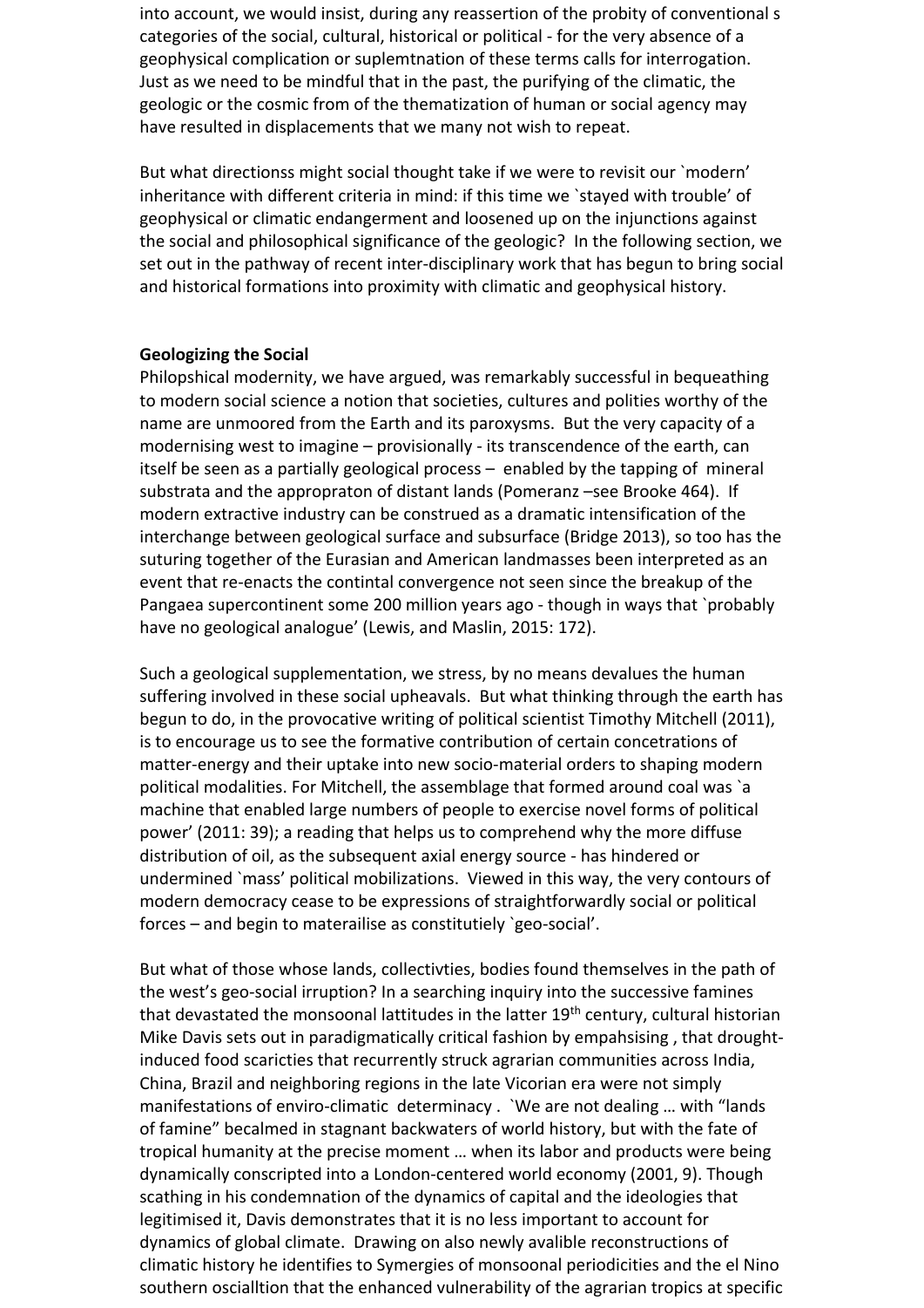into account, we would insist, during any reassertion of the probity of conventional s categories of the social, cultural, historical or political - for the very absence of a geophysical complication or suplemtnation of these terms calls for interrogation. Just as we need to be mindful that in the past, the purifying of the climatic, the geologic or the cosmic from of the thematization of human or social agency may have resulted in displacements that we many not wish to repeat.

But what directionss might social thought take if we were to revisit our `modern' inheritance with different criteria in mind: if this time we `stayed with trouble' of geophysical or climatic endangerment and loosened up on the injunctions against the social and philosophical significance of the geologic? In the following section, we set out in the pathway of recent inter-disciplinary work that has begun to bring social and historical formations into proximity with climatic and geophysical history.

**Geologizing the Social**

Philopshical modernity, we have argued, was remarkably successful in bequeathing to modern social science a notion that societies, cultures and polities worthy of the name are unmoored from the Earth and its paroxysms. But the very capacity of a modernising west to imagine – provisionally - its transcendence of the earth, can itself be seen as a partially geological process – enabled by the tapping of mineral substrata and the appropraton of distant lands (Pomeranz –see Brooke 464). If modern extractive industry can be construed as a dramatic intensification of the interchange between geological surface and subsurface (Bridge 2013), so too has the suturing together of the Eurasian and American landmasses been interpreted as an event that re-enacts the contintal convergence not seen since the breakup of the Pangaea supercontinent some 200 million years ago - though in ways that `probably have no geological analogue' (Lewis, and Maslin, 2015: 172).

Such a geological supplementation, we stress, by no means devalues the human suffering involved in these social upheavals. But what thinking through the earth has begun to do, in the provocative writing of political scientist Timothy Mitchell (2011), is to encourage us to see the formative contribution of certain concetrations of matter-energy and their uptake into new socio-material orders to shaping modern political modalities. For Mitchell, the assemblage that formed around coal was `a machine that enabled large numbers of people to exercise novel forms of political power' (2011: 39); a reading that helps us to comprehend why the more diffuse distribution of oil, as the subsequent axial energy source - has hindered or undermined `mass' political mobilizations. Viewed in this way, the very contours of modern democracy cease to be expressions of straightforwardly social or political forces – and begin to materailise as constitutiely `geo-social'.

But what of those whose lands, collectivties, bodies found themselves in the path of the west's geo-social irruption? In a searching inquiry into the successive famines that devastated the monsoonal lattitudes in the latter 19th century, cultural historian Mike Davis sets out in paradigmatically critical fashion by empahsising , that drought-induced food scaricties that recurrently struck agrarian communities across India, China, Brazil and neighboring regions in the late Vicorian era were not simply manifestations of enviro-climatic determinacy . `We are not dealing … with "lands of famine" becalmed in stagnant backwaters of world history, but with the fate of tropical humanity at the precise moment … when its labor and products were being dynamically conscripted into a London-centered world economy (2001, 9). Though scathing in his condemnation of the dynamics of capital and the ideologies that legitimised it, Davis demonstrates that it is no less important to account for dynamics of global climate. Drawing on also newly avalible reconstructions of climatic history he identifies to Symergies of monsoonal periodicities and the el Nino southern oscialltion that the enhanced vulnerability of the agrarian tropics at specific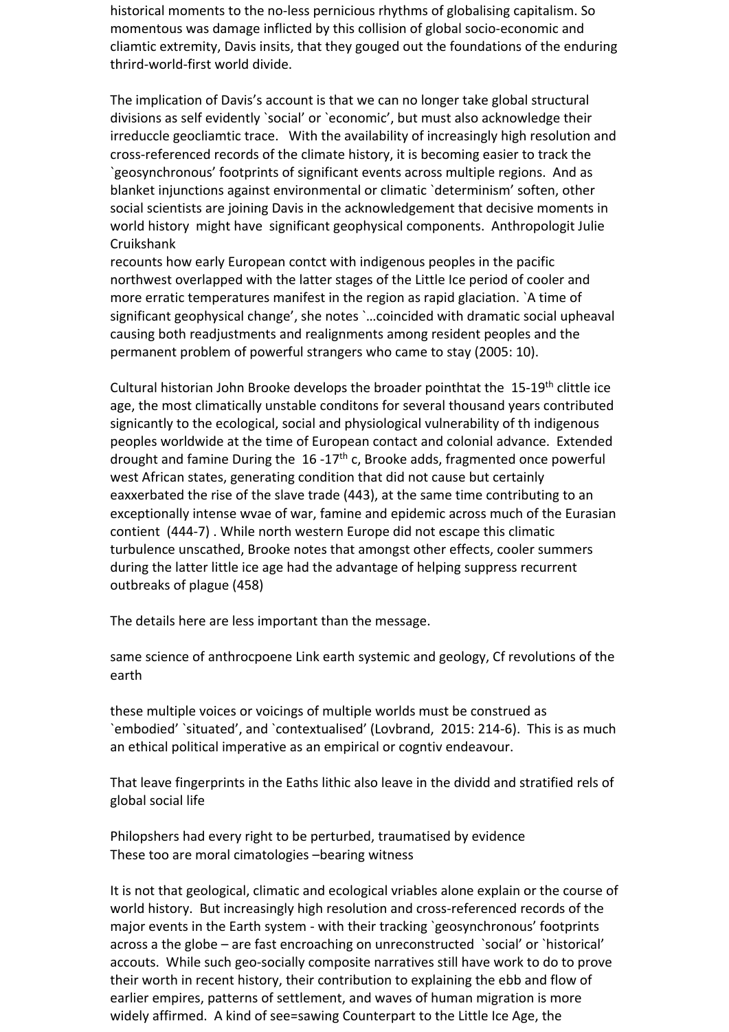historical moments to the no-less pernicious rhythms of globalising capitalism. So momentous was damage inflicted by this collision of global socio-economic and cliamtic extremity, Davis insits, that they gouged out the foundations of the enduring thrird-world-first world divide.

The implication of Davis's account is that we can no longer take global structural divisions as self evidently `social' or `economic', but must also acknowledge their irreduccle geocliamtic trace. With the availability of increasingly high resolution and cross-referenced records of the climate history, it is becoming easier to track the `geosynchronous' footprints of significant events across multiple regions. And as blanket injunctions against environmental or climatic `determinism' soften, other social scientists are joining Davis in the acknowledgement that decisive moments in world history might have significant geophysical components. Anthropologit Julie Cruikshank
recounts how early European contct with indigenous peoples in the pacific northwest overlapped with the latter stages of the Little Ice period of cooler and more erratic temperatures manifest in the region as rapid glaciation. `A time of significant geophysical change', she notes `…coincided with dramatic social upheaval causing both readjustments and realignments among resident peoples and the permanent problem of powerful strangers who came to stay (2005: 10).

Cultural historian John Brooke develops the broader pointhtat the 15-19th clittle ice age, the most climatically unstable conditons for several thousand years contributed signicantly to the ecological, social and physiological vulnerability of th indigenous peoples worldwide at the time of European contact and colonial advance. Extended drought and famine During the 16 -17th c, Brooke adds, fragmented once powerful west African states, generating condition that did not cause but certainly eaxxerbated the rise of the slave trade (443), at the same time contributing to an exceptionally intense wvae of war, famine and epidemic across much of the Eurasian contient (444-7) . While north western Europe did not escape this climatic turbulence unscathed, Brooke notes that amongst other effects, cooler summers during the latter little ice age had the advantage of helping suppress recurrent outbreaks of plague (458)

The details here are less important than the message.

same science of anthrocpoene Link earth systemic and geology, Cf revolutions of the earth

these multiple voices or voicings of multiple worlds must be construed as `embodied' `situated', and `contextualised' (Lovbrand, 2015: 214-6). This is as much an ethical political imperative as an empirical or cogntiv endeavour.

That leave fingerprints in the Eaths lithic also leave in the dividd and stratified rels of global social life

Philopshers had every right to be perturbed, traumatised by evidence
These too are moral cimatologies –bearing witness

It is not that geological, climatic and ecological vriables alone explain or the course of world history. But increasingly high resolution and cross-referenced records of the major events in the Earth system - with their tracking `geosynchronous' footprints across a the globe – are fast encroaching on unreconstructed `social' or `historical' accouts. While such geo-socially composite narratives still have work to do to prove their worth in recent history, their contribution to explaining the ebb and flow of earlier empires, patterns of settlement, and waves of human migration is more widely affirmed. A kind of see=sawing Counterpart to the Little Ice Age, the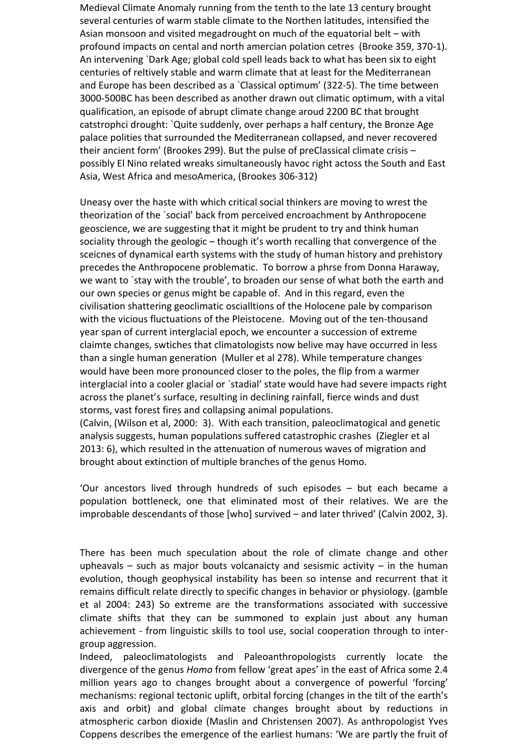Medieval Climate Anomaly running from the tenth to the late 13 century brought several centuries of warm stable climate to the Northen latitudes, intensified the Asian monsoon and visited megadrought on much of the equatorial belt – with profound impacts on cental and north amercian polation cetres (Brooke 359, 370-1). An intervening `Dark Age; global cold spell leads back to what has been six to eight centuries of reltively stable and warm climate that at least for the Mediterranean and Europe has been described as a `Classical optimum' (322-5). The time between 3000-500BC has been described as another drawn out climatic optimum, with a vital qualification, an episode of abrupt climate change aroud 2200 BC that brought catstrophci drought: `Quite suddenly, over perhaps a half century, the Bronze Age palace polities that surrounded the Mediterranean collapsed, and never recovered their ancient form' (Brookes 299). But the pulse of preClassical climate crisis – possibly El Nino related wreaks simultaneously havoc right actoss the South and East Asia, West Africa and mesoAmerica, (Brookes 306-312)

Uneasy over the haste with which critical social thinkers are moving to wrest the theorization of the `social' back from perceived encroachment by Anthropocene geoscience, we are suggesting that it might be prudent to try and think human sociality through the geologic – though it's worth recalling that convergence of the sceicnes of dynamical earth systems with the study of human history and prehistory precedes the Anthropocene problematic. To borrow a phrse from Donna Haraway, we want to `stay with the trouble', to broaden our sense of what both the earth and our own species or genus might be capable of. And in this regard, even the civilisation shattering geoclimatic oscialltions of the Holocene pale by comparison with the vicious fluctuations of the Pleistocene. Moving out of the ten-thousand year span of current interglacial epoch, we encounter a succession of extreme claimte changes, swtiches that climatologists now belive may have occurred in less than a single human generation (Muller et al 278). While temperature changes would have been more pronounced closer to the poles, the flip from a warmer interglacial into a cooler glacial or `stadial' state would have had severe impacts right across the planet's surface, resulting in declining rainfall, fierce winds and dust storms, vast forest fires and collapsing animal populations.
(Calvin, (Wilson et al, 2000: 3). With each transition, paleoclimatogical and genetic analysis suggests, human populations suffered catastrophic crashes (Ziegler et al 2013: 6), which resulted in the attenuation of numerous waves of migration and brought about extinction of multiple branches of the genus Homo.

'Our ancestors lived through hundreds of such episodes – but each became a population bottleneck, one that eliminated most of their relatives. We are the improbable descendants of those [who] survived – and later thrived' (Calvin 2002, 3).

There has been much speculation about the role of climate change and other upheavals – such as major bouts volcanaicty and sesismic activity – in the human evolution, though geophysical instability has been so intense and recurrent that it remains difficult relate directly to specific changes in behavior or physiology. (gamble et al 2004: 243) So extreme are the transformations associated with successive climate shifts that they can be summoned to explain just about any human achievement - from linguistic skills to tool use, social cooperation through to inter-group aggression.
Indeed, paleoclimatologists and Paleoanthropologists currently locate the divergence of the genus *Homo* from fellow 'great apes' in the east of Africa some 2.4 million years ago to changes brought about a convergence of powerful 'forcing' mechanisms: regional tectonic uplift, orbital forcing (changes in the tilt of the earth's axis and orbit) and global climate changes brought about by reductions in atmospheric carbon dioxide (Maslin and Christensen 2007). As anthropologist Yves Coppens describes the emergence of the earliest humans: 'We are partly the fruit of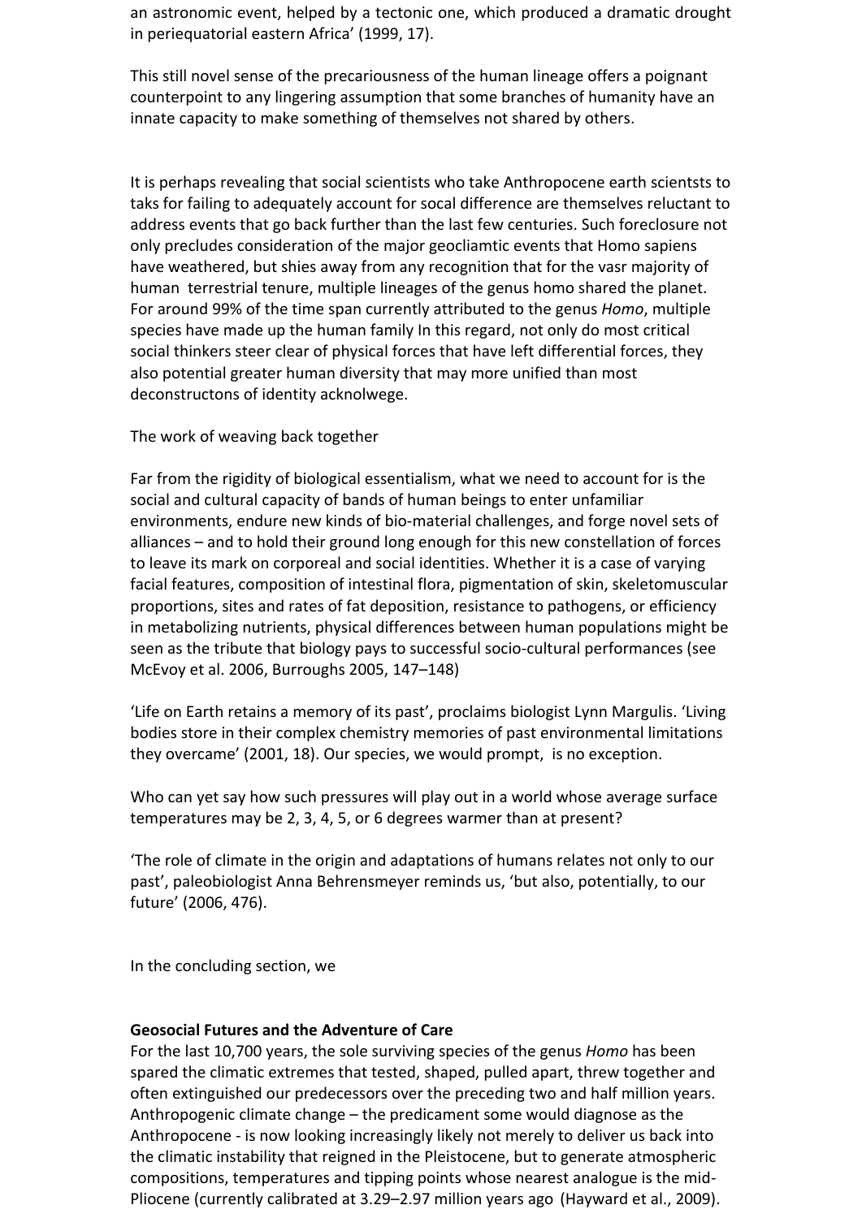an astronomic event, helped by a tectonic one, which produced a dramatic drought in periequatorial eastern Africa' (1999, 17).

This still novel sense of the precariousness of the human lineage offers a poignant counterpoint to any lingering assumption that some branches of humanity have an innate capacity to make something of themselves not shared by others.

It is perhaps revealing that social scientists who take Anthropocene earth scientsts to taks for failing to adequately account for socal difference are themselves reluctant to address events that go back further than the last few centuries. Such foreclosure not only precludes consideration of the major geocliamtic events that Homo sapiens have weathered, but shies away from any recognition that for the vasr majority of human terrestrial tenure, multiple lineages of the genus homo shared the planet. For around 99% of the time span currently attributed to the genus *Homo*, multiple species have made up the human family In this regard, not only do most critical social thinkers steer clear of physical forces that have left differential forces, they also potential greater human diversity that may more unified than most deconstructons of identity acknolwege.

The work of weaving back together

Far from the rigidity of biological essentialism, what we need to account for is the social and cultural capacity of bands of human beings to enter unfamiliar environments, endure new kinds of bio-material challenges, and forge novel sets of alliances – and to hold their ground long enough for this new constellation of forces to leave its mark on corporeal and social identities. Whether it is a case of varying facial features, composition of intestinal flora, pigmentation of skin, skeletomuscular proportions, sites and rates of fat deposition, resistance to pathogens, or efficiency in metabolizing nutrients, physical differences between human populations might be seen as the tribute that biology pays to successful socio-cultural performances (see McEvoy et al. 2006, Burroughs 2005, 147–148)

'Life on Earth retains a memory of its past', proclaims biologist Lynn Margulis. 'Living bodies store in their complex chemistry memories of past environmental limitations they overcame' (2001, 18). Our species, we would prompt, is no exception.

Who can yet say how such pressures will play out in a world whose average surface temperatures may be 2, 3, 4, 5, or 6 degrees warmer than at present?

'The role of climate in the origin and adaptations of humans relates not only to our past', paleobiologist Anna Behrensmeyer reminds us, 'but also, potentially, to our future' (2006, 476).

In the concluding section, we

**Geosocial Futures and the Adventure of Care**

For the last 10,700 years, the sole surviving species of the genus *Homo* has been spared the climatic extremes that tested, shaped, pulled apart, threw together and often extinguished our predecessors over the preceding two and half million years. Anthropogenic climate change – the predicament some would diagnose as the Anthropocene - is now looking increasingly likely not merely to deliver us back into the climatic instability that reigned in the Pleistocene, but to generate atmospheric compositions, temperatures and tipping points whose nearest analogue is the mid-Pliocene (currently calibrated at 3.29–2.97 million years ago (Hayward et al., 2009).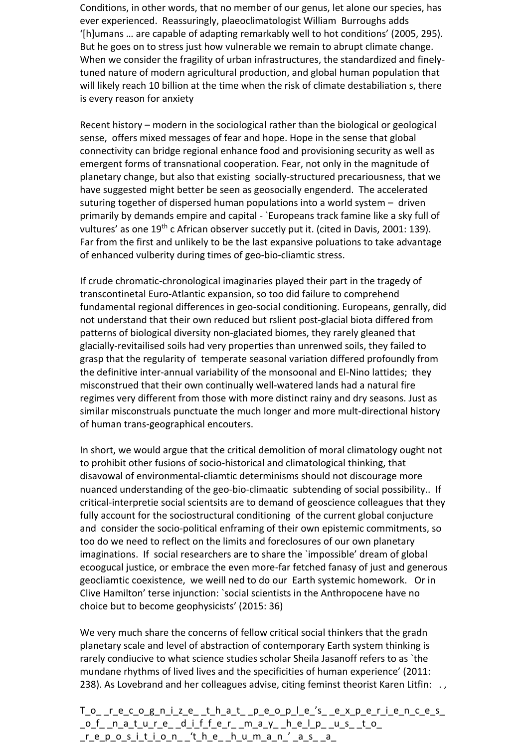Conditions, in other words, that no member of our genus, let alone our species, has ever experienced. Reassuringly, plaeoclimatologist William Burroughs adds '[h]umans … are capable of adapting remarkably well to hot conditions' (2005, 295). But he goes on to stress just how vulnerable we remain to abrupt climate change. When we consider the fragility of urban infrastructures, the standardized and finely-tuned nature of modern agricultural production, and global human population that will likely reach 10 billion at the time when the risk of climate destabiliation s, there is every reason for anxiety

Recent history – modern in the sociological rather than the biological or geological sense, offers mixed messages of fear and hope. Hope in the sense that global connectivity can bridge regional enhance food and provisioning security as well as emergent forms of transnational cooperation. Fear, not only in the magnitude of planetary change, but also that existing socially-structured precariousness, that we have suggested might better be seen as geosocially engenderd. The accelerated suturing together of dispersed human populations into a world system – driven primarily by demands empire and capital - `Europeans track famine like a sky full of vultures' as one 19th c African observer succetly put it. (cited in Davis, 2001: 139). Far from the first and unlikely to be the last expansive poluations to take advantage of enhanced vulberity during times of geo-bio-cliamtic stress.

If crude chromatic-chronological imaginaries played their part in the tragedy of transcontinetal Euro-Atlantic expansion, so too did failure to comprehend fundamental regional differences in geo-social conditioning. Europeans, genrally, did not understand that their own reduced but rslient post-glacial biota differed from patterns of biological diversity non-glaciated biomes, they rarely gleaned that glacially-revitailised soils had very properties than unrenwed soils, they failed to grasp that the regularity of temperate seasonal variation differed profoundly from the definitive inter-annual variability of the monsoonal and El-Nino lattides; they misconstrued that their own continually well-watered lands had a natural fire regimes very different from those with more distinct rainy and dry seasons. Just as similar misconstruals punctuate the much longer and more mult-directional history of human trans-geographical encouters.

In short, we would argue that the critical demolition of moral climatology ought not to prohibit other fusions of socio-historical and climatological thinking, that disavowal of environmental-cliamtic determinisms should not discourage more nuanced understanding of the geo-bio-climaatic subtending of social possibility.. If critical-interpretie social scientsits are to demand of geoscience colleagues that they fully account for the sociostructural conditioning of the current global conjucture and consider the socio-political enframing of their own epistemic commitments, so too do we need to reflect on the limits and foreclosures of our own planetary imaginations. If social researchers are to share the `impossible' dream of global ecoogucal justice, or embrace the even more-far fetched fanasy of just and generous geocliamtic coexistence, we weill ned to do our Earth systemic homework. Or in Clive Hamilton' terse injunction: `social scientists in the Anthropocene have no choice but to become geophysicists' (2015: 36)

We very much share the concerns of fellow critical social thinkers that the gradn planetary scale and level of abstraction of contemporary Earth system thinking is rarely condiucive to what science studies scholar Sheila Jasanoff refers to as `the mundane rhythms of lived lives and the specificities of human experience' (2011: 238). As Lovebrand and her colleagues advise, citing feminst theorist Karen Litfin: . ,

T_o_ _r_e_c_o_g_n_i_z_e_ _t_h_a_t_ _p_e_o_p_l_e_'s_ _e_x_p_e_r_i_e_n_c_e_s_ _o_f_ _n_a_t_u_r_e_ _d_i_f_f_e_r_ _m_a_y_ _h_e_l_p_ _u_s_ _t_o_ _r_e_p_o_s_i_t_i_o_n_ _'t_h_e_ _h_u_m_a_n_'_a_s_ _a_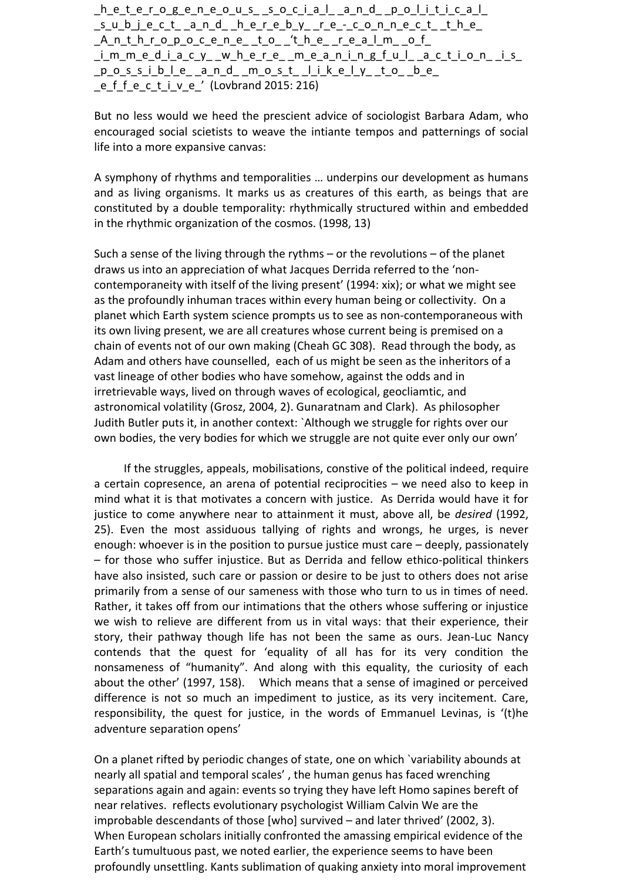_h_e_t_e_r_o_g_e_n_e_o_u_s_ _s_o_c_i_a_l_ _a_n_d_ _p_o_l_i_t_i_c_a_l_ _s_u_b_j_e_c_t_ _a_n_d_ _h_e_r_e_b_y_ _r_e_-_c_o_n_n_e_c_t_ _t_h_e_ _A_n_t_h_r_o_p_o_c_e_n_e_ _t_o_ _'t_h_e_ _r_e_a_l_m_ _o_f_ _i_m_m_e_d_i_a_c_y_ _w_h_e_r_e_ _m_e_a_n_i_n_g_f_u_l_ _a_c_t_i_o_n_ _i_s_ _p_o_s_s_i_b_l_e_ _a_n_d_ _m_o_s_t_ _l_i_k_e_l_y_ _t_o_ _b_e_ _e_f_f_e_c_t_i_v_e_' (Lovbrand 2015: 216)

But no less would we heed the prescient advice of sociologist Barbara Adam, who encouraged social scietists to weave the intiante tempos and patternings of social life into a more expansive canvas:

A symphony of rhythms and temporalities … underpins our development as humans and as living organisms. It marks us as creatures of this earth, as beings that are constituted by a double temporality: rhythmically structured within and embedded in the rhythmic organization of the cosmos. (1998, 13)

Such a sense of the living through the rythms – or the revolutions – of the planet draws us into an appreciation of what Jacques Derrida referred to the 'non-contemporaneity with itself of the living present' (1994: xix); or what we might see as the profoundly inhuman traces within every human being or collectivity. On a planet which Earth system science prompts us to see as non-contemporaneous with its own living present, we are all creatures whose current being is premised on a chain of events not of our own making (Cheah GC 308). Read through the body, as Adam and others have counselled, each of us might be seen as the inheritors of a vast lineage of other bodies who have somehow, against the odds and in irretrievable ways, lived on through waves of ecological, geocliamtic, and astronomical volatility (Grosz, 2004, 2). Gunaratnam and Clark). As philosopher Judith Butler puts it, in another context: `Although we struggle for rights over our own bodies, the very bodies for which we struggle are not quite ever only our own'

If the struggles, appeals, mobilisations, constive of the political indeed, require a certain copresence, an arena of potential reciprocities – we need also to keep in mind what it is that motivates a concern with justice. As Derrida would have it for justice to come anywhere near to attainment it must, above all, be *desired* (1992, 25). Even the most assiduous tallying of rights and wrongs, he urges, is never enough: whoever is in the position to pursue justice must care – deeply, passionately – for those who suffer injustice. But as Derrida and fellow ethico-political thinkers have also insisted, such care or passion or desire to be just to others does not arise primarily from a sense of our sameness with those who turn to us in times of need. Rather, it takes off from our intimations that the others whose suffering or injustice we wish to relieve are different from us in vital ways: that their experience, their story, their pathway though life has not been the same as ours. Jean-Luc Nancy contends that the quest for 'equality of all has for its very condition the nonsameness of "humanity". And along with this equality, the curiosity of each about the other' (1997, 158). Which means that a sense of imagined or perceived difference is not so much an impediment to justice, as its very incitement. Care, responsibility, the quest for justice, in the words of Emmanuel Levinas, is '(t)he adventure separation opens'

On a planet rifted by periodic changes of state, one on which `variability abounds at nearly all spatial and temporal scales' , the human genus has faced wrenching separations again and again: events so trying they have left Homo sapines bereft of near relatives. reflects evolutionary psychologist William Calvin We are the improbable descendants of those [who] survived – and later thrived' (2002, 3). When European scholars initially confronted the amassing empirical evidence of the Earth's tumultuous past, we noted earlier, the experience seems to have been profoundly unsettling. Kants sublimation of quaking anxiety into moral improvement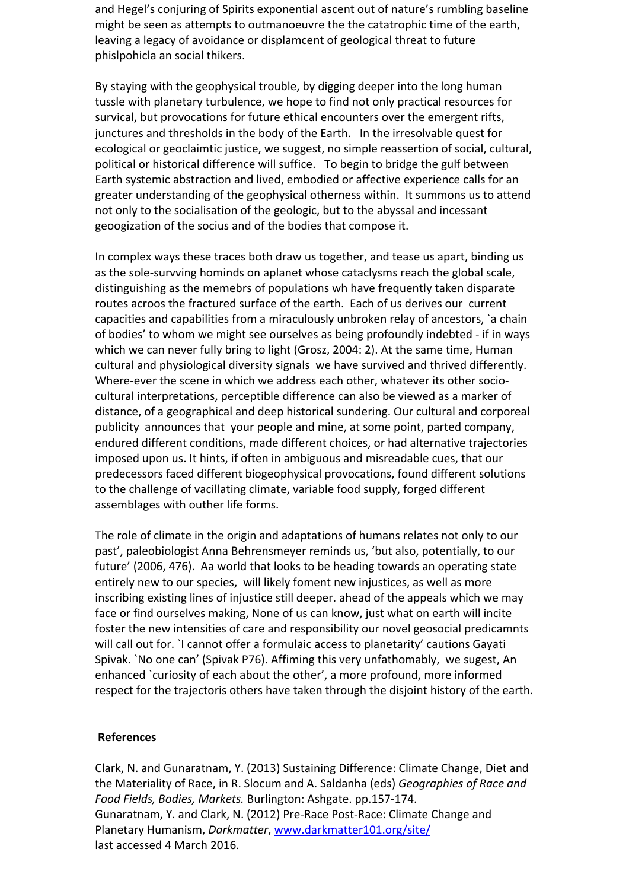and Hegel's conjuring of Spirits exponential ascent out of nature's rumbling baseline might be seen as attempts to outmanoeuvre the the catatrophic time of the earth, leaving a legacy of avoidance or displamcent of geological threat to future phislpohicla an social thikers.

By staying with the geophysical trouble, by digging deeper into the long human tussle with planetary turbulence, we hope to find not only practical resources for survical, but provocations for future ethical encounters over the emergent rifts, junctures and thresholds in the body of the Earth. In the irresolvable quest for ecological or geoclaimtic justice, we suggest, no simple reassertion of social, cultural, political or historical difference will suffice. To begin to bridge the gulf between Earth systemic abstraction and lived, embodied or affective experience calls for an greater understanding of the geophysical otherness within. It summons us to attend not only to the socialisation of the geologic, but to the abyssal and incessant geoogization of the socius and of the bodies that compose it.

In complex ways these traces both draw us together, and tease us apart, binding us as the sole-survving hominds on aplanet whose cataclysms reach the global scale, distinguishing as the memebrs of populations wh have frequently taken disparate routes acroos the fractured surface of the earth. Each of us derives our current capacities and capabilities from a miraculously unbroken relay of ancestors, `a chain of bodies' to whom we might see ourselves as being profoundly indebted - if in ways which we can never fully bring to light (Grosz, 2004: 2). At the same time, Human cultural and physiological diversity signals we have survived and thrived differently. Where-ever the scene in which we address each other, whatever its other socio-cultural interpretations, perceptible difference can also be viewed as a marker of distance, of a geographical and deep historical sundering. Our cultural and corporeal publicity announces that your people and mine, at some point, parted company, endured different conditions, made different choices, or had alternative trajectories imposed upon us. It hints, if often in ambiguous and misreadable cues, that our predecessors faced different biogeophysical provocations, found different solutions to the challenge of vacillating climate, variable food supply, forged different assemblages with outher life forms.

The role of climate in the origin and adaptations of humans relates not only to our past', paleobiologist Anna Behrensmeyer reminds us, 'but also, potentially, to our future' (2006, 476). Aa world that looks to be heading towards an operating state entirely new to our species, will likely foment new injustices, as well as more inscribing existing lines of injustice still deeper. ahead of the appeals which we may face or find ourselves making, None of us can know, just what on earth will incite foster the new intensities of care and responsibility our novel geosocial predicamnts will call out for. `I cannot offer a formulaic access to planetarity' cautions Gayati Spivak. `No one can' (Spivak P76). Affiming this very unfathomably, we sugest, An enhanced `curiosity of each about the other', a more profound, more informed respect for the trajectoris others have taken through the disjoint history of the earth.

## References

Clark, N. and Gunaratnam, Y. (2013) Sustaining Difference: Climate Change, Diet and the Materiality of Race, in R. Slocum and A. Saldanha (eds) *Geographies of Race and Food Fields, Bodies, Markets.* Burlington: Ashgate. pp.157-174.

Gunaratnam, Y. and Clark, N. (2012) Pre-Race Post-Race: Climate Change and Planetary Humanism, *Darkmatter*, www.darkmatter101.org/site/ last accessed 4 March 2016.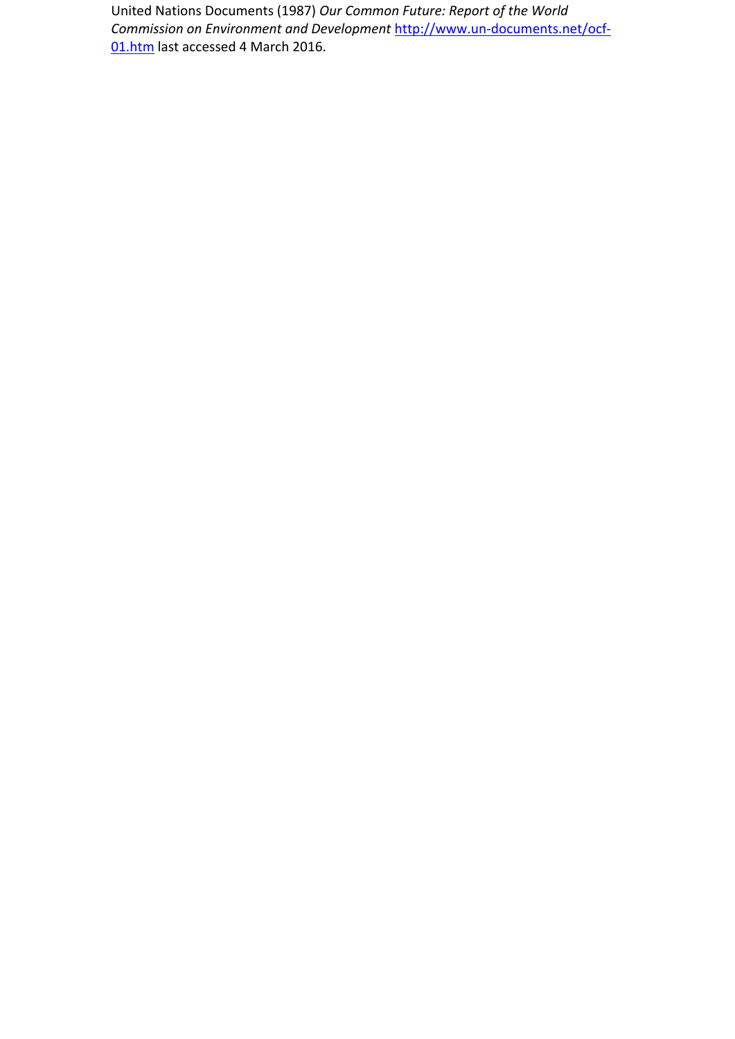United Nations Documents (1987) *Our Common Future: Report of the World Commission on Environment and Development* [http://www.un-documents.net/ocf-01.htm](http://www.un-documents.net/ocf-01.htm) last accessed 4 March 2016.